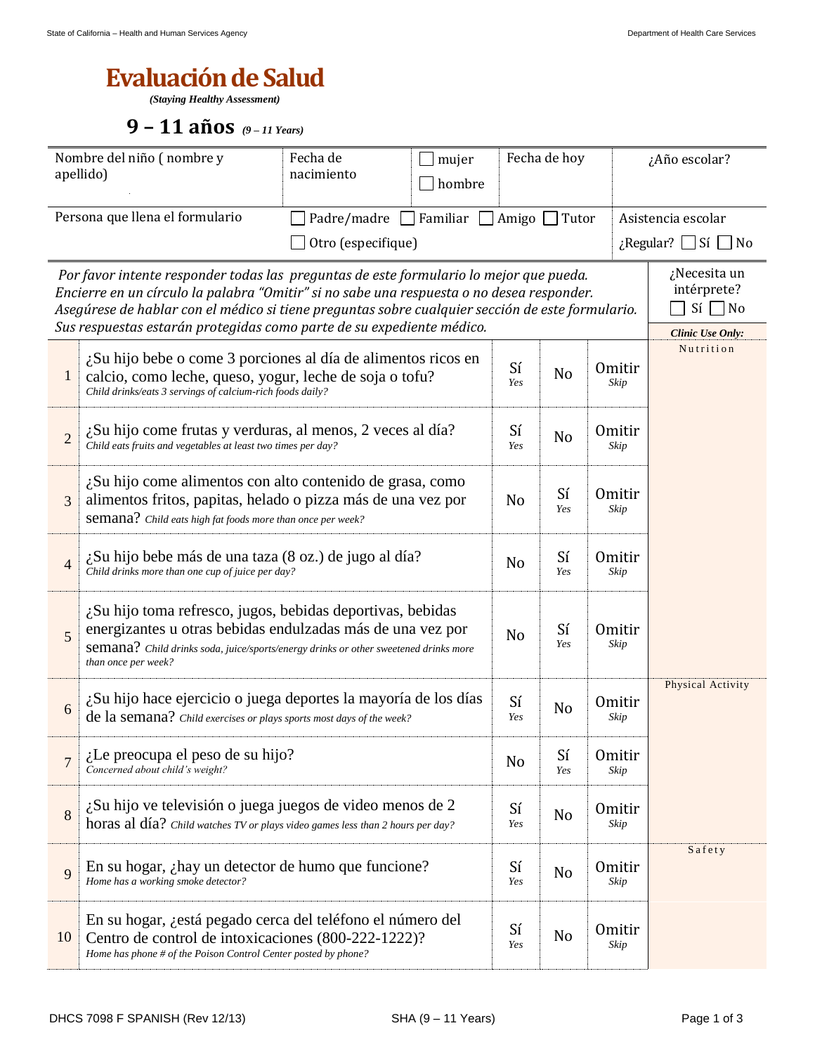# Evaluación de Salud

***(Staying Healthy Assessment)***

## 9 – 11 años *(9 – 11 Years)*

| Nombre del niño ( nombre y apellido) | Fecha de nacimiento | ☐ mujer ☐ hombre | Fecha de hoy | ¿Año escolar? |
|---|---|---|---|---|
| Persona que llena el formulario | ☐ Padre/madre ☐ Familiar ☐ Amigo ☐ Tutor ☐ Otro (especifique) | | | Asistencia escolar ¿Regular? ☐ Sí ☐ No |

*Por favor intente responder todas las preguntas de este formulario lo mejor que pueda.*
*Encierre en un círculo la palabra "Omitir" si no sabe una respuesta o no desea responder.*
*Asegúrese de hablar con el médico si tiene preguntas sobre cualquier sección de este formulario.*
*Sus respuestas estarán protegidas como parte de su expediente médico.*

¿Necesita un intérprete? ☐ Sí ☐ No

| # | Pregunta | | | | *Clinic Use Only:* |
|---|---|---|---|---|---|
| 1 | ¿Su hijo bebe o come 3 porciones al día de alimentos ricos en calcio, como leche, queso, yogur, leche de soja o tofu? *Child drinks/eats 3 servings of calcium-rich foods daily?* | Sí *Yes* | No | Omitir *Skip* | Nutrition |
| 2 | ¿Su hijo come frutas y verduras, al menos, 2 veces al día? *Child eats fruits and vegetables at least two times per day?* | Sí *Yes* | No | Omitir *Skip* | |
| 3 | ¿Su hijo come alimentos con alto contenido de grasa, como alimentos fritos, papitas, helado o pizza más de una vez por semana? *Child eats high fat foods more than once per week?* | No | Sí *Yes* | Omitir *Skip* | |
| 4 | ¿Su hijo bebe más de una taza (8 oz.) de jugo al día? *Child drinks more than one cup of juice per day?* | No | Sí *Yes* | Omitir *Skip* | |
| 5 | ¿Su hijo toma refresco, jugos, bebidas deportivas, bebidas energizantes u otras bebidas endulzadas más de una vez por semana? *Child drinks soda, juice/sports/energy drinks or other sweetened drinks more than once per week?* | No | Sí *Yes* | Omitir *Skip* | |
| 6 | ¿Su hijo hace ejercicio o juega deportes la mayoría de los días de la semana? *Child exercises or plays sports most days of the week?* | Sí *Yes* | No | Omitir *Skip* | Physical Activity |
| 7 | ¿Le preocupa el peso de su hijo? *Concerned about child's weight?* | No | Sí *Yes* | Omitir *Skip* | |
| 8 | ¿Su hijo ve televisión o juega juegos de video menos de 2 horas al día? *Child watches TV or plays video games less than 2 hours per day?* | Sí *Yes* | No | Omitir *Skip* | |
| 9 | En su hogar, ¿hay un detector de humo que funcione? *Home has a working smoke detector?* | Sí *Yes* | No | Omitir *Skip* | Safety |
| 10 | En su hogar, ¿está pegado cerca del teléfono el número del Centro de control de intoxicaciones (800-222-1222)? *Home has phone # of the Poison Control Center posted by phone?* | Sí *Yes* | No | Omitir *Skip* | |

DHCS 7098 F SPANISH (Rev 12/13) SHA (9 – 11 Years)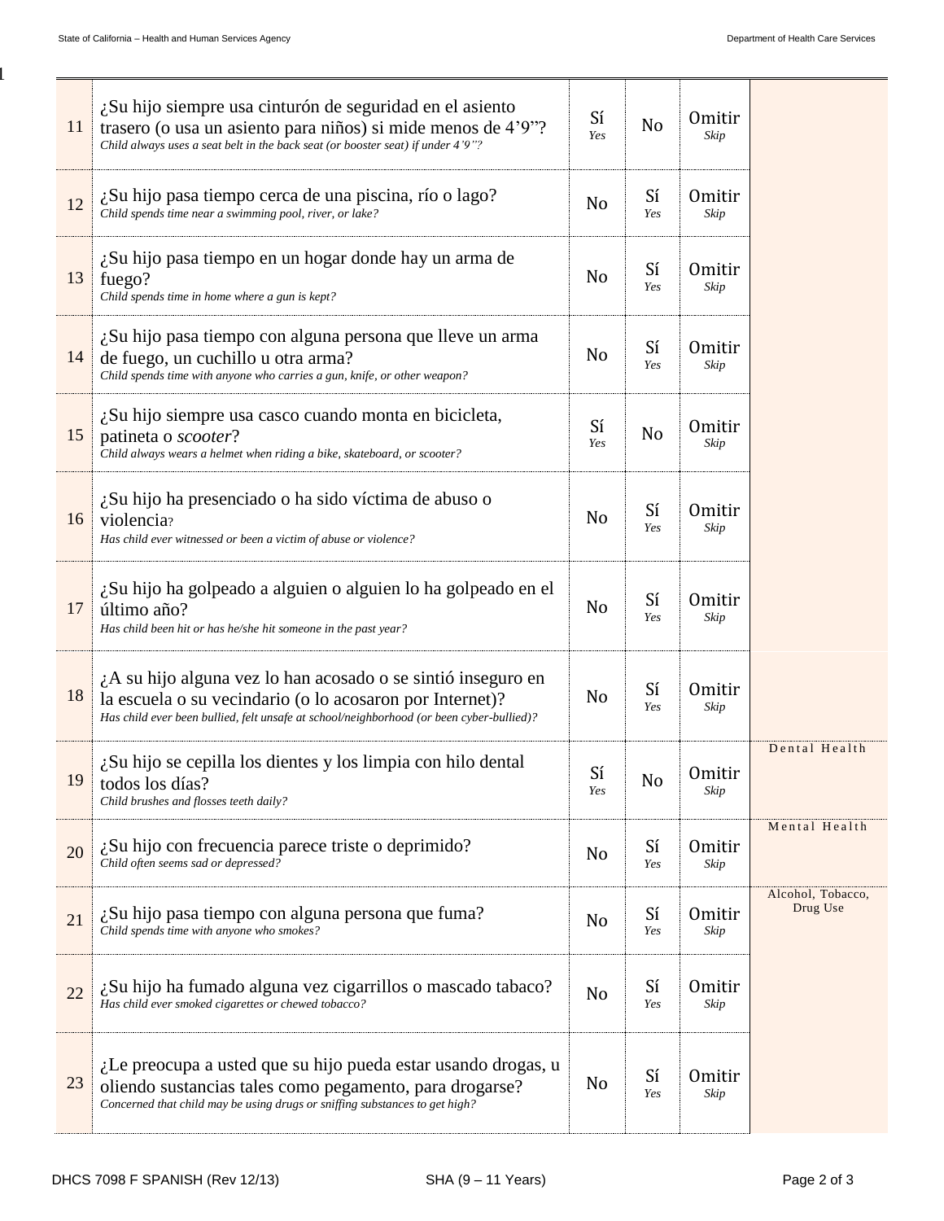| | | | | | |
|---|---|---|---|---|---|
| 11 | ¿Su hijo siempre usa cinturón de seguridad en el asiento trasero (o usa un asiento para niños) si mide menos de 4'9"?<br>*Child always uses a seat belt in the back seat (or booster seat) if under 4'9"?* | Sí<br>*Yes* | No | Omitir<br>*Skip* | |
| 12 | ¿Su hijo pasa tiempo cerca de una piscina, río o lago?<br>*Child spends time near a swimming pool, river, or lake?* | No | Sí<br>*Yes* | Omitir<br>*Skip* | |
| 13 | ¿Su hijo pasa tiempo en un hogar donde hay un arma de fuego?<br>*Child spends time in home where a gun is kept?* | No | Sí<br>*Yes* | Omitir<br>*Skip* | |
| 14 | ¿Su hijo pasa tiempo con alguna persona que lleve un arma de fuego, un cuchillo u otra arma?<br>*Child spends time with anyone who carries a gun, knife, or other weapon?* | No | Sí<br>*Yes* | Omitir<br>*Skip* | |
| 15 | ¿Su hijo siempre usa casco cuando monta en bicicleta, patineta o *scooter*?<br>*Child always wears a helmet when riding a bike, skateboard, or scooter?* | Sí<br>*Yes* | No | Omitir<br>*Skip* | |
| 16 | ¿Su hijo ha presenciado o ha sido víctima de abuso o violencia?<br>*Has child ever witnessed or been a victim of abuse or violence?* | No | Sí<br>*Yes* | Omitir<br>*Skip* | |
| 17 | ¿Su hijo ha golpeado a alguien o alguien lo ha golpeado en el último año?<br>*Has child been hit or has he/she hit someone in the past year?* | No | Sí<br>*Yes* | Omitir<br>*Skip* | |
| 18 | ¿A su hijo alguna vez lo han acosado o se sintió inseguro en la escuela o su vecindario (o lo acosaron por Internet)?<br>*Has child ever been bullied, felt unsafe at school/neighborhood (or been cyber-bullied)?* | No | Sí<br>*Yes* | Omitir<br>*Skip* | |
| 19 | ¿Su hijo se cepilla los dientes y los limpia con hilo dental todos los días?<br>*Child brushes and flosses teeth daily?* | Sí<br>*Yes* | No | Omitir<br>*Skip* | Dental Health |
| 20 | ¿Su hijo con frecuencia parece triste o deprimido?<br>*Child often seems sad or depressed?* | No | Sí<br>*Yes* | Omitir<br>*Skip* | Mental Health |
| 21 | ¿Su hijo pasa tiempo con alguna persona que fuma?<br>*Child spends time with anyone who smokes?* | No | Sí<br>*Yes* | Omitir<br>*Skip* | Alcohol, Tobacco, Drug Use |
| 22 | ¿Su hijo ha fumado alguna vez cigarrillos o mascado tabaco?<br>*Has child ever smoked cigarettes or chewed tobacco?* | No | Sí<br>*Yes* | Omitir<br>*Skip* | |
| 23 | ¿Le preocupa a usted que su hijo pueda estar usando drogas, u oliendo sustancias tales como pegamento, para drogarse?<br>*Concerned that child may be using drugs or sniffing substances to get high?* | No | Sí<br>*Yes* | Omitir<br>*Skip* | |

DHCS 7098 F SPANISH (Rev 12/13) SHA (9 – 11 Years)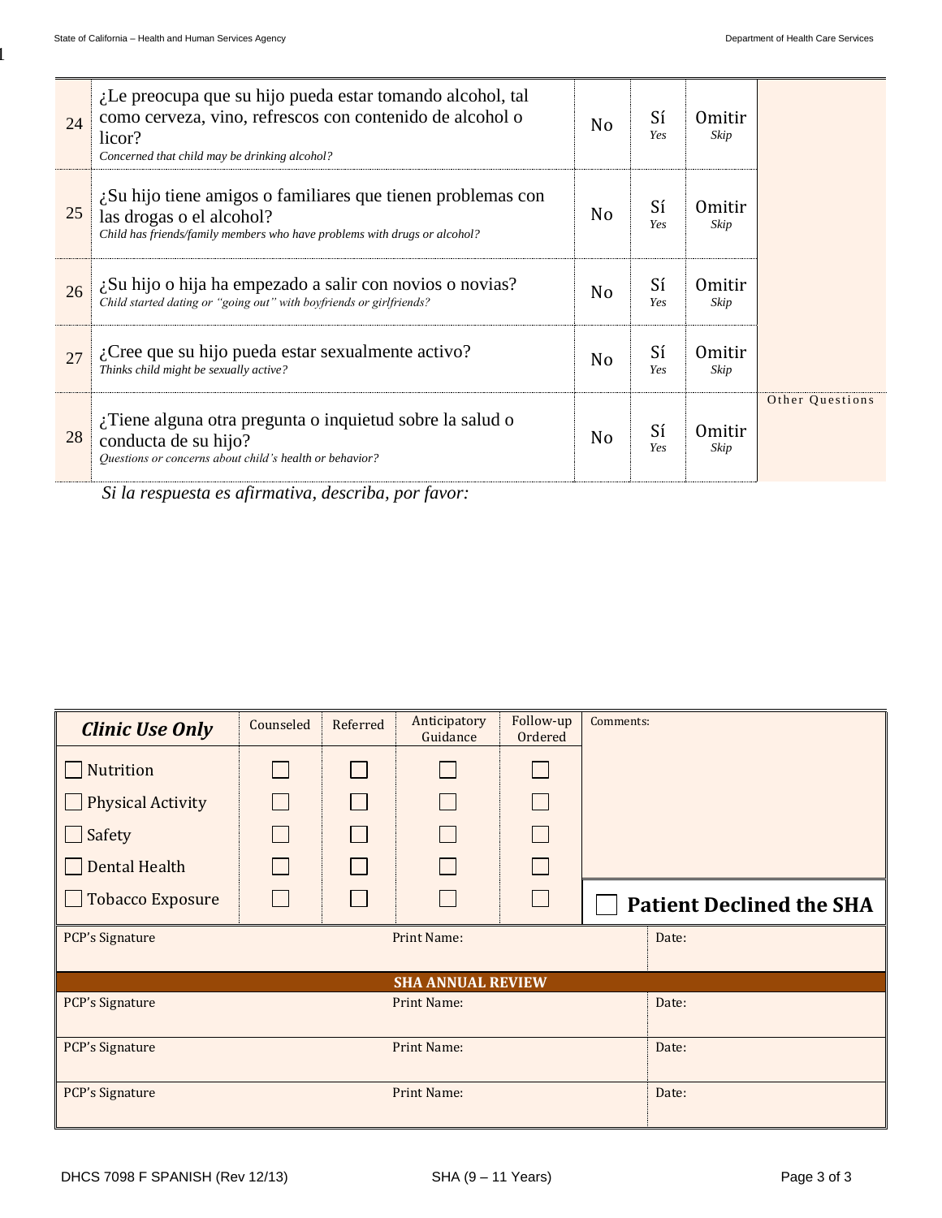| | | | | | |
|---|---|---|---|---|---|
| 24 | ¿Le preocupa que su hijo pueda estar tomando alcohol, tal como cerveza, vino, refrescos con contenido de alcohol o licor?<br>*Concerned that child may be drinking alcohol?* | No | Sí<br>*Yes* | Omitir<br>*Skip* | |
| 25 | ¿Su hijo tiene amigos o familiares que tienen problemas con las drogas o el alcohol?<br>*Child has friends/family members who have problems with drugs or alcohol?* | No | Sí<br>*Yes* | Omitir<br>*Skip* | |
| 26 | ¿Su hijo o hija ha empezado a salir con novios o novias?<br>*Child started dating or "going out" with boyfriends or girlfriends?* | No | Sí<br>*Yes* | Omitir<br>*Skip* | |
| 27 | ¿Cree que su hijo pueda estar sexualmente activo?<br>*Thinks child might be sexually active?* | No | Sí<br>*Yes* | Omitir<br>*Skip* | |
| 28 | ¿Tiene alguna otra pregunta o inquietud sobre la salud o conducta de su hijo?<br>*Questions or concerns about child's health or behavior?* | No | Sí<br>*Yes* | Omitir<br>*Skip* | Other Questions |

*Si la respuesta es afirmativa, describa, por favor:*

| ***Clinic Use Only*** | Counseled | Referred | Anticipatory Guidance | Follow-up Ordered | Comments: |
|---|---|---|---|---|---|
| ☐ Nutrition | ☐ | ☐ | ☐ | ☐ | |
| ☐ Physical Activity | ☐ | ☐ | ☐ | ☐ | |
| ☐ Safety | ☐ | ☐ | ☐ | ☐ | |
| ☐ Dental Health | ☐ | ☐ | ☐ | ☐ | |
| ☐ Tobacco Exposure | ☐ | ☐ | ☐ | ☐ | ☐ **Patient Declined the SHA** |

| | | |
|---|---|---|
| PCP's Signature | Print Name: | Date: |

**SHA ANNUAL REVIEW**

| | | |
|---|---|---|
| PCP's Signature | Print Name: | Date: |
| PCP's Signature | Print Name: | Date: |
| PCP's Signature | Print Name: | Date: |

DHCS 7098 F SPANISH (Rev 12/13) SHA (9 – 11 Years)